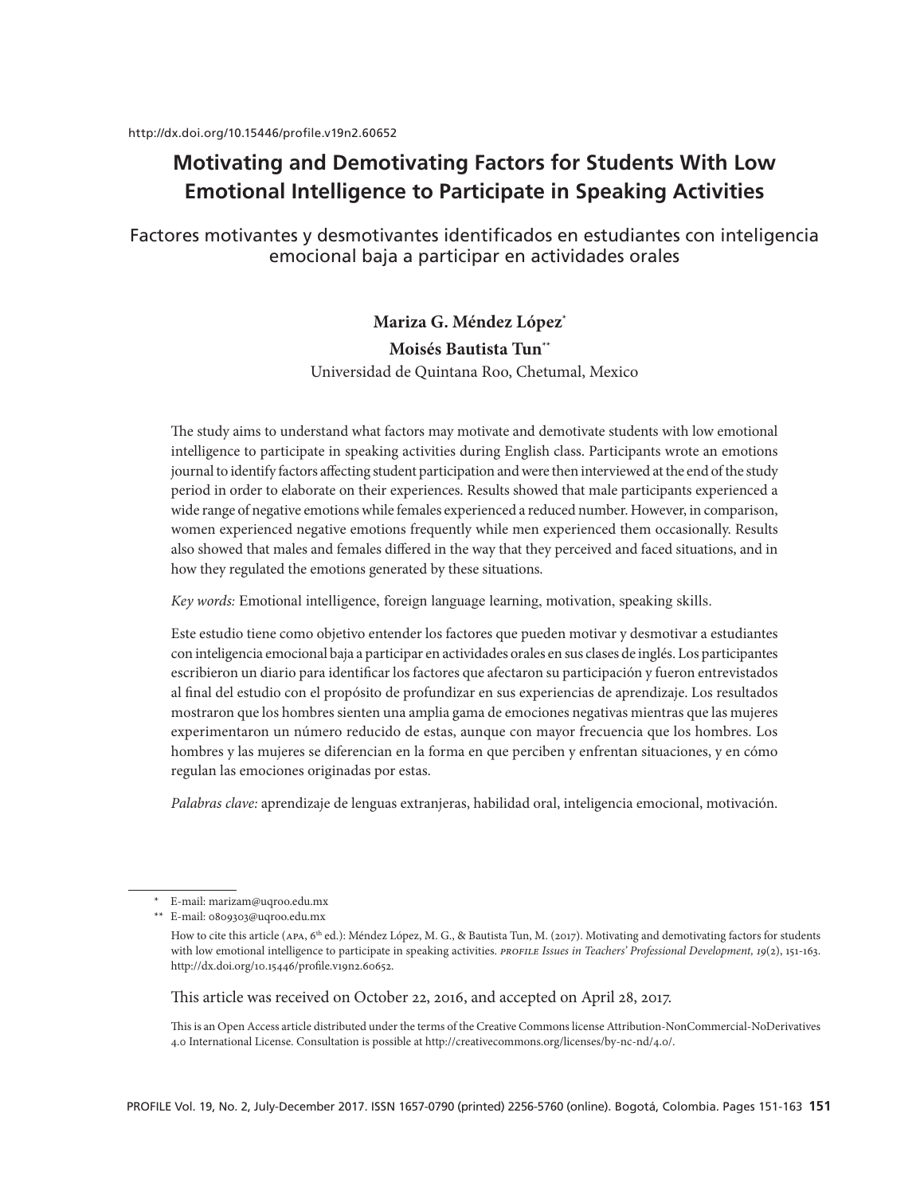http://dx.doi.org/10.15446/profile.v19n2.60652

# Motivating and Demotivating Factors for Students With Low Emotional Intelligence to Participate in Speaking Activities

## Factores motivantes y desmotivantes identificados en estudiantes con inteligencia emocional baja a participar en actividades orales

**Mariza G. Méndez López**[*]

**Moisés Bautista Tun**[**]

Universidad de Quintana Roo, Chetumal, Mexico

The study aims to understand what factors may motivate and demotivate students with low emotional intelligence to participate in speaking activities during English class. Participants wrote an emotions journal to identify factors affecting student participation and were then interviewed at the end of the study period in order to elaborate on their experiences. Results showed that male participants experienced a wide range of negative emotions while females experienced a reduced number. However, in comparison, women experienced negative emotions frequently while men experienced them occasionally. Results also showed that males and females differed in the way that they perceived and faced situations, and in how they regulated the emotions generated by these situations.

*Key words:* Emotional intelligence, foreign language learning, motivation, speaking skills.

Este estudio tiene como objetivo entender los factores que pueden motivar y desmotivar a estudiantes con inteligencia emocional baja a participar en actividades orales en sus clases de inglés. Los participantes escribieron un diario para identificar los factores que afectaron su participación y fueron entrevistados al final del estudio con el propósito de profundizar en sus experiencias de aprendizaje. Los resultados mostraron que los hombres sienten una amplia gama de emociones negativas mientras que las mujeres experimentaron un número reducido de estas, aunque con mayor frecuencia que los hombres. Los hombres y las mujeres se diferencian en la forma en que perciben y enfrentan situaciones, y en cómo regulan las emociones originadas por estas.

*Palabras clave:* aprendizaje de lenguas extranjeras, habilidad oral, inteligencia emocional, motivación.

---

\* E-mail: marizam@uqroo.edu.mx

\*\* E-mail: 0809303@uqroo.edu.mx

How to cite this article (APA, 6th ed.): Méndez López, M. G., & Bautista Tun, M. (2017). Motivating and demotivating factors for students with low emotional intelligence to participate in speaking activities. *PROFILE Issues in Teachers' Professional Development, 19*(2), 151-163. http://dx.doi.org/10.15446/profile.v19n2.60652.

This article was received on October 22, 2016, and accepted on April 28, 2017.

This is an Open Access article distributed under the terms of the Creative Commons license Attribution-NonCommercial-NoDerivatives 4.0 International License. Consultation is possible at http://creativecommons.org/licenses/by-nc-nd/4.0/.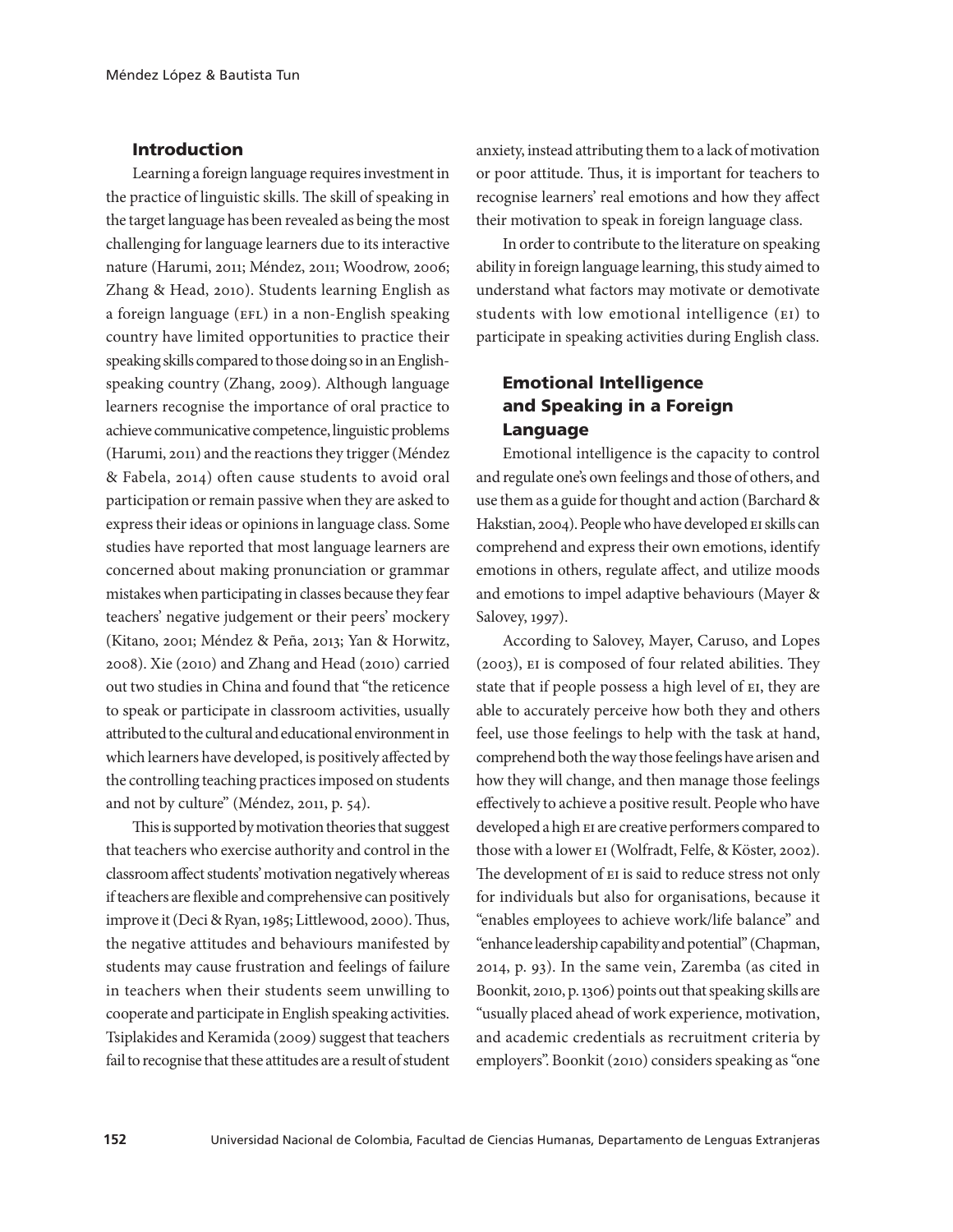## Introduction

Learning a foreign language requires investment in the practice of linguistic skills. The skill of speaking in the target language has been revealed as being the most challenging for language learners due to its interactive nature (Harumi, 2011; Méndez, 2011; Woodrow, 2006; Zhang & Head, 2010). Students learning English as a foreign language (EFL) in a non-English speaking country have limited opportunities to practice their speaking skills compared to those doing so in an English-speaking country (Zhang, 2009). Although language learners recognise the importance of oral practice to achieve communicative competence, linguistic problems (Harumi, 2011) and the reactions they trigger (Méndez & Fabela, 2014) often cause students to avoid oral participation or remain passive when they are asked to express their ideas or opinions in language class. Some studies have reported that most language learners are concerned about making pronunciation or grammar mistakes when participating in classes because they fear teachers' negative judgement or their peers' mockery (Kitano, 2001; Méndez & Peña, 2013; Yan & Horwitz, 2008). Xie (2010) and Zhang and Head (2010) carried out two studies in China and found that "the reticence to speak or participate in classroom activities, usually attributed to the cultural and educational environment in which learners have developed, is positively affected by the controlling teaching practices imposed on students and not by culture" (Méndez, 2011, p. 54).

This is supported by motivation theories that suggest that teachers who exercise authority and control in the classroom affect students' motivation negatively whereas if teachers are flexible and comprehensive can positively improve it (Deci & Ryan, 1985; Littlewood, 2000). Thus, the negative attitudes and behaviours manifested by students may cause frustration and feelings of failure in teachers when their students seem unwilling to cooperate and participate in English speaking activities. Tsiplakides and Keramida (2009) suggest that teachers fail to recognise that these attitudes are a result of student anxiety, instead attributing them to a lack of motivation or poor attitude. Thus, it is important for teachers to recognise learners' real emotions and how they affect their motivation to speak in foreign language class.

In order to contribute to the literature on speaking ability in foreign language learning, this study aimed to understand what factors may motivate or demotivate students with low emotional intelligence (EI) to participate in speaking activities during English class.

## Emotional Intelligence and Speaking in a Foreign Language

Emotional intelligence is the capacity to control and regulate one's own feelings and those of others, and use them as a guide for thought and action (Barchard & Hakstian, 2004). People who have developed EI skills can comprehend and express their own emotions, identify emotions in others, regulate affect, and utilize moods and emotions to impel adaptive behaviours (Mayer & Salovey, 1997).

According to Salovey, Mayer, Caruso, and Lopes (2003), EI is composed of four related abilities. They state that if people possess a high level of EI, they are able to accurately perceive how both they and others feel, use those feelings to help with the task at hand, comprehend both the way those feelings have arisen and how they will change, and then manage those feelings effectively to achieve a positive result. People who have developed a high EI are creative performers compared to those with a lower EI (Wolfradt, Felfe, & Köster, 2002). The development of EI is said to reduce stress not only for individuals but also for organisations, because it "enables employees to achieve work/life balance" and "enhance leadership capability and potential" (Chapman, 2014, p. 93). In the same vein, Zaremba (as cited in Boonkit, 2010, p. 1306) points out that speaking skills are "usually placed ahead of work experience, motivation, and academic credentials as recruitment criteria by employers". Boonkit (2010) considers speaking as "one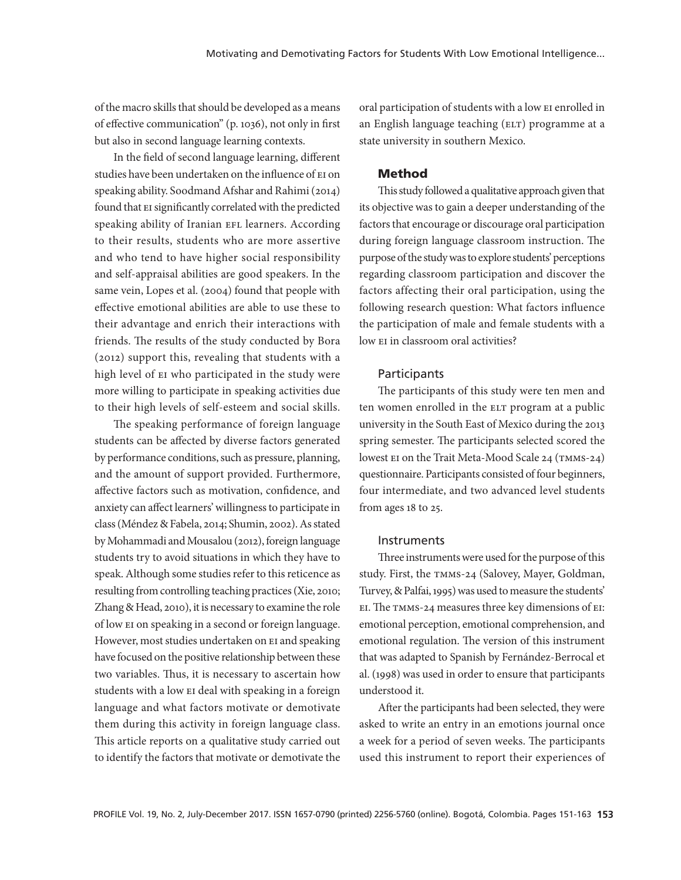of the macro skills that should be developed as a means of effective communication" (p. 1036), not only in first but also in second language learning contexts.

In the field of second language learning, different studies have been undertaken on the influence of EI on speaking ability. Soodmand Afshar and Rahimi (2014) found that EI significantly correlated with the predicted speaking ability of Iranian EFL learners. According to their results, students who are more assertive and who tend to have higher social responsibility and self-appraisal abilities are good speakers. In the same vein, Lopes et al. (2004) found that people with effective emotional abilities are able to use these to their advantage and enrich their interactions with friends. The results of the study conducted by Bora (2012) support this, revealing that students with a high level of EI who participated in the study were more willing to participate in speaking activities due to their high levels of self-esteem and social skills.

The speaking performance of foreign language students can be affected by diverse factors generated by performance conditions, such as pressure, planning, and the amount of support provided. Furthermore, affective factors such as motivation, confidence, and anxiety can affect learners' willingness to participate in class (Méndez & Fabela, 2014; Shumin, 2002). As stated by Mohammadi and Mousalou (2012), foreign language students try to avoid situations in which they have to speak. Although some studies refer to this reticence as resulting from controlling teaching practices (Xie, 2010; Zhang & Head, 2010), it is necessary to examine the role of low EI on speaking in a second or foreign language. However, most studies undertaken on EI and speaking have focused on the positive relationship between these two variables. Thus, it is necessary to ascertain how students with a low EI deal with speaking in a foreign language and what factors motivate or demotivate them during this activity in foreign language class. This article reports on a qualitative study carried out to identify the factors that motivate or demotivate the oral participation of students with a low EI enrolled in an English language teaching (ELT) programme at a state university in southern Mexico.

## Method

This study followed a qualitative approach given that its objective was to gain a deeper understanding of the factors that encourage or discourage oral participation during foreign language classroom instruction. The purpose of the study was to explore students' perceptions regarding classroom participation and discover the factors affecting their oral participation, using the following research question: What factors influence the participation of male and female students with a low EI in classroom oral activities?

### Participants

The participants of this study were ten men and ten women enrolled in the ELT program at a public university in the South East of Mexico during the 2013 spring semester. The participants selected scored the lowest EI on the Trait Meta-Mood Scale 24 (TMMS-24) questionnaire. Participants consisted of four beginners, four intermediate, and two advanced level students from ages 18 to 25.

### Instruments

Three instruments were used for the purpose of this study. First, the TMMS-24 (Salovey, Mayer, Goldman, Turvey, & Palfai, 1995) was used to measure the students' EI. The TMMS-24 measures three key dimensions of EI: emotional perception, emotional comprehension, and emotional regulation. The version of this instrument that was adapted to Spanish by Fernández-Berrocal et al. (1998) was used in order to ensure that participants understood it.

After the participants had been selected, they were asked to write an entry in an emotions journal once a week for a period of seven weeks. The participants used this instrument to report their experiences of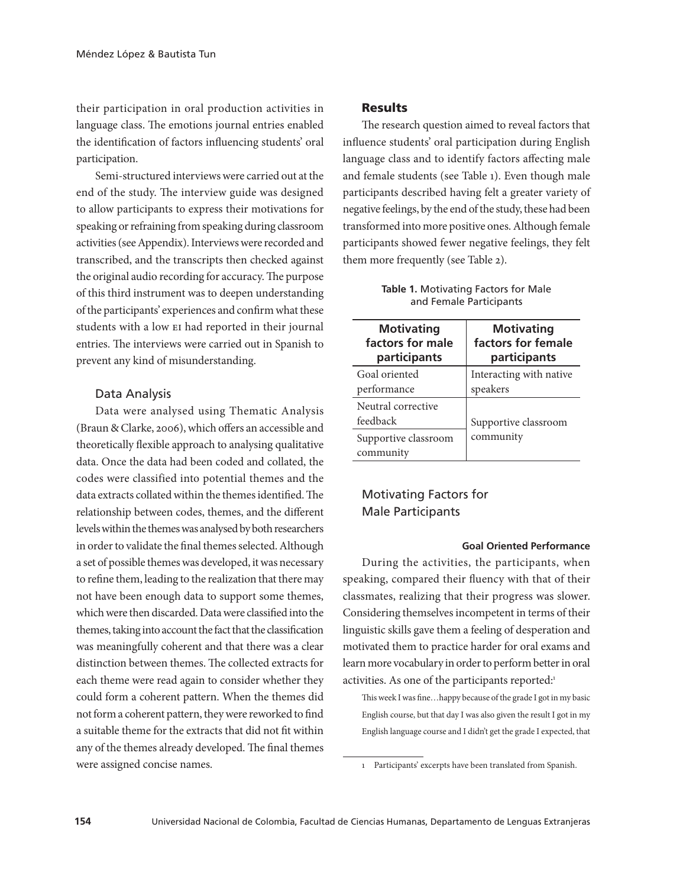their participation in oral production activities in language class. The emotions journal entries enabled the identification of factors influencing students' oral participation.

Semi-structured interviews were carried out at the end of the study. The interview guide was designed to allow participants to express their motivations for speaking or refraining from speaking during classroom activities (see Appendix). Interviews were recorded and transcribed, and the transcripts then checked against the original audio recording for accuracy. The purpose of this third instrument was to deepen understanding of the participants' experiences and confirm what these students with a low EI had reported in their journal entries. The interviews were carried out in Spanish to prevent any kind of misunderstanding.

### Data Analysis

Data were analysed using Thematic Analysis (Braun & Clarke, 2006), which offers an accessible and theoretically flexible approach to analysing qualitative data. Once the data had been coded and collated, the codes were classified into potential themes and the data extracts collated within the themes identified. The relationship between codes, themes, and the different levels within the themes was analysed by both researchers in order to validate the final themes selected. Although a set of possible themes was developed, it was necessary to refine them, leading to the realization that there may not have been enough data to support some themes, which were then discarded. Data were classified into the themes, taking into account the fact that the classification was meaningfully coherent and that there was a clear distinction between themes. The collected extracts for each theme were read again to consider whether they could form a coherent pattern. When the themes did not form a coherent pattern, they were reworked to find a suitable theme for the extracts that did not fit within any of the themes already developed. The final themes were assigned concise names.

## Results

The research question aimed to reveal factors that influence students' oral participation during English language class and to identify factors affecting male and female students (see Table 1). Even though male participants described having felt a greater variety of negative feelings, by the end of the study, these had been transformed into more positive ones. Although female participants showed fewer negative feelings, they felt them more frequently (see Table 2).

**Table 1.** Motivating Factors for Male and Female Participants

| Motivating factors for male participants | Motivating factors for female participants |
|---|---|
| Goal oriented performance | Interacting with native speakers |
| Neutral corrective feedback | Supportive classroom community |
| Supportive classroom community | |

### Motivating Factors for Male Participants

#### Goal Oriented Performance

During the activities, the participants, when speaking, compared their fluency with that of their classmates, realizing that their progress was slower. Considering themselves incompetent in terms of their linguistic skills gave them a feeling of desperation and motivated them to practice harder for oral exams and learn more vocabulary in order to perform better in oral activities. As one of the participants reported:[1]

> This week I was fine…happy because of the grade I got in my basic English course, but that day I was also given the result I got in my English language course and I didn't get the grade I expected, that

[1] Participants' excerpts have been translated from Spanish.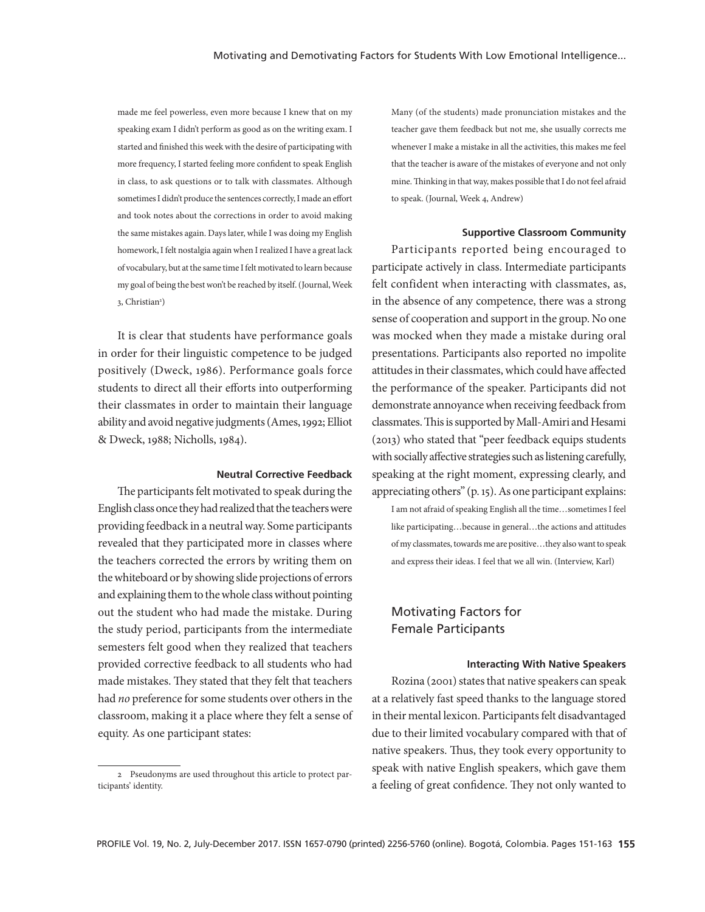made me feel powerless, even more because I knew that on my speaking exam I didn't perform as good as on the writing exam. I started and finished this week with the desire of participating with more frequency, I started feeling more confident to speak English in class, to ask questions or to talk with classmates. Although sometimes I didn't produce the sentences correctly, I made an effort and took notes about the corrections in order to avoid making the same mistakes again. Days later, while I was doing my English homework, I felt nostalgia again when I realized I have a great lack of vocabulary, but at the same time I felt motivated to learn because my goal of being the best won't be reached by itself. (Journal, Week 3, Christian[2])

It is clear that students have performance goals in order for their linguistic competence to be judged positively (Dweck, 1986). Performance goals force students to direct all their efforts into outperforming their classmates in order to maintain their language ability and avoid negative judgments (Ames, 1992; Elliot & Dweck, 1988; Nicholls, 1984).

#### Neutral Corrective Feedback

The participants felt motivated to speak during the English class once they had realized that the teachers were providing feedback in a neutral way. Some participants revealed that they participated more in classes where the teachers corrected the errors by writing them on the whiteboard or by showing slide projections of errors and explaining them to the whole class without pointing out the student who had made the mistake. During the study period, participants from the intermediate semesters felt good when they realized that teachers provided corrective feedback to all students who had made mistakes. They stated that they felt that teachers had *no* preference for some students over others in the classroom, making it a place where they felt a sense of equity. As one participant states:

Many (of the students) made pronunciation mistakes and the teacher gave them feedback but not me, she usually corrects me whenever I make a mistake in all the activities, this makes me feel that the teacher is aware of the mistakes of everyone and not only mine. Thinking in that way, makes possible that I do not feel afraid to speak. (Journal, Week 4, Andrew)

#### Supportive Classroom Community

Participants reported being encouraged to participate actively in class. Intermediate participants felt confident when interacting with classmates, as, in the absence of any competence, there was a strong sense of cooperation and support in the group. No one was mocked when they made a mistake during oral presentations. Participants also reported no impolite attitudes in their classmates, which could have affected the performance of the speaker. Participants did not demonstrate annoyance when receiving feedback from classmates. This is supported by Mall-Amiri and Hesami (2013) who stated that "peer feedback equips students with socially affective strategies such as listening carefully, speaking at the right moment, expressing clearly, and appreciating others" (p. 15). As one participant explains:

I am not afraid of speaking English all the time…sometimes I feel like participating…because in general…the actions and attitudes of my classmates, towards me are positive…they also want to speak and express their ideas. I feel that we all win. (Interview, Karl)

## Motivating Factors for Female Participants

#### Interacting With Native Speakers

Rozina (2001) states that native speakers can speak at a relatively fast speed thanks to the language stored in their mental lexicon. Participants felt disadvantaged due to their limited vocabulary compared with that of native speakers. Thus, they took every opportunity to speak with native English speakers, which gave them a feeling of great confidence. They not only wanted to

---

[2] Pseudonyms are used throughout this article to protect participants' identity.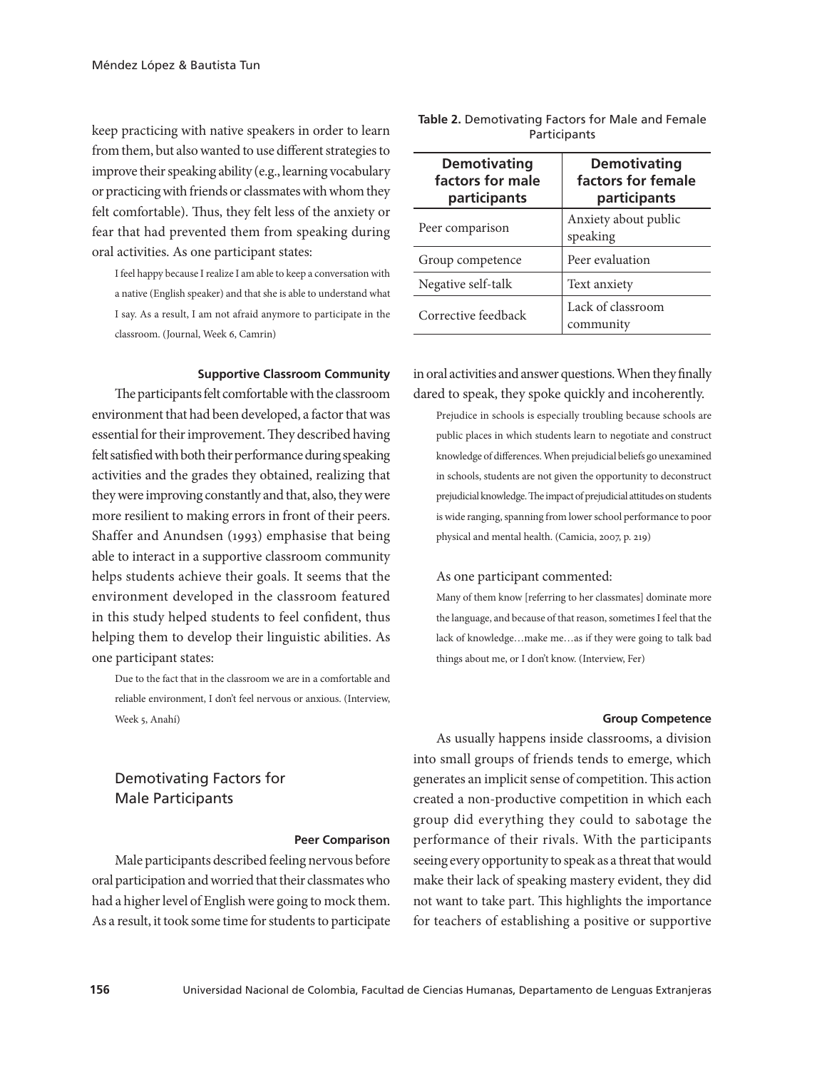keep practicing with native speakers in order to learn from them, but also wanted to use different strategies to improve their speaking ability (e.g., learning vocabulary or practicing with friends or classmates with whom they felt comfortable). Thus, they felt less of the anxiety or fear that had prevented them from speaking during oral activities. As one participant states:

> I feel happy because I realize I am able to keep a conversation with a native (English speaker) and that she is able to understand what I say. As a result, I am not afraid anymore to participate in the classroom. (Journal, Week 6, Camrin)

#### Supportive Classroom Community

The participants felt comfortable with the classroom environment that had been developed, a factor that was essential for their improvement. They described having felt satisfied with both their performance during speaking activities and the grades they obtained, realizing that they were improving constantly and that, also, they were more resilient to making errors in front of their peers. Shaffer and Anundsen (1993) emphasise that being able to interact in a supportive classroom community helps students achieve their goals. It seems that the environment developed in the classroom featured in this study helped students to feel confident, thus helping them to develop their linguistic abilities. As one participant states:

> Due to the fact that in the classroom we are in a comfortable and reliable environment, I don't feel nervous or anxious. (Interview, Week 5, Anahí)

## Demotivating Factors for Male Participants

#### Peer Comparison

Male participants described feeling nervous before oral participation and worried that their classmates who had a higher level of English were going to mock them. As a result, it took some time for students to participate in oral activities and answer questions. When they finally dared to speak, they spoke quickly and incoherently.

**Table 2.** Demotivating Factors for Male and Female Participants

| Demotivating factors for male participants | Demotivating factors for female participants |
|---|---|
| Peer comparison | Anxiety about public speaking |
| Group competence | Peer evaluation |
| Negative self-talk | Text anxiety |
| Corrective feedback | Lack of classroom community |

> Prejudice in schools is especially troubling because schools are public places in which students learn to negotiate and construct knowledge of differences. When prejudicial beliefs go unexamined in schools, students are not given the opportunity to deconstruct prejudicial knowledge. The impact of prejudicial attitudes on students is wide ranging, spanning from lower school performance to poor physical and mental health. (Camicia, 2007, p. 219)

As one participant commented:

> Many of them know [referring to her classmates] dominate more the language, and because of that reason, sometimes I feel that the lack of knowledge…make me…as if they were going to talk bad things about me, or I don't know. (Interview, Fer)

#### Group Competence

As usually happens inside classrooms, a division into small groups of friends tends to emerge, which generates an implicit sense of competition. This action created a non-productive competition in which each group did everything they could to sabotage the performance of their rivals. With the participants seeing every opportunity to speak as a threat that would make their lack of speaking mastery evident, they did not want to take part. This highlights the importance for teachers of establishing a positive or supportive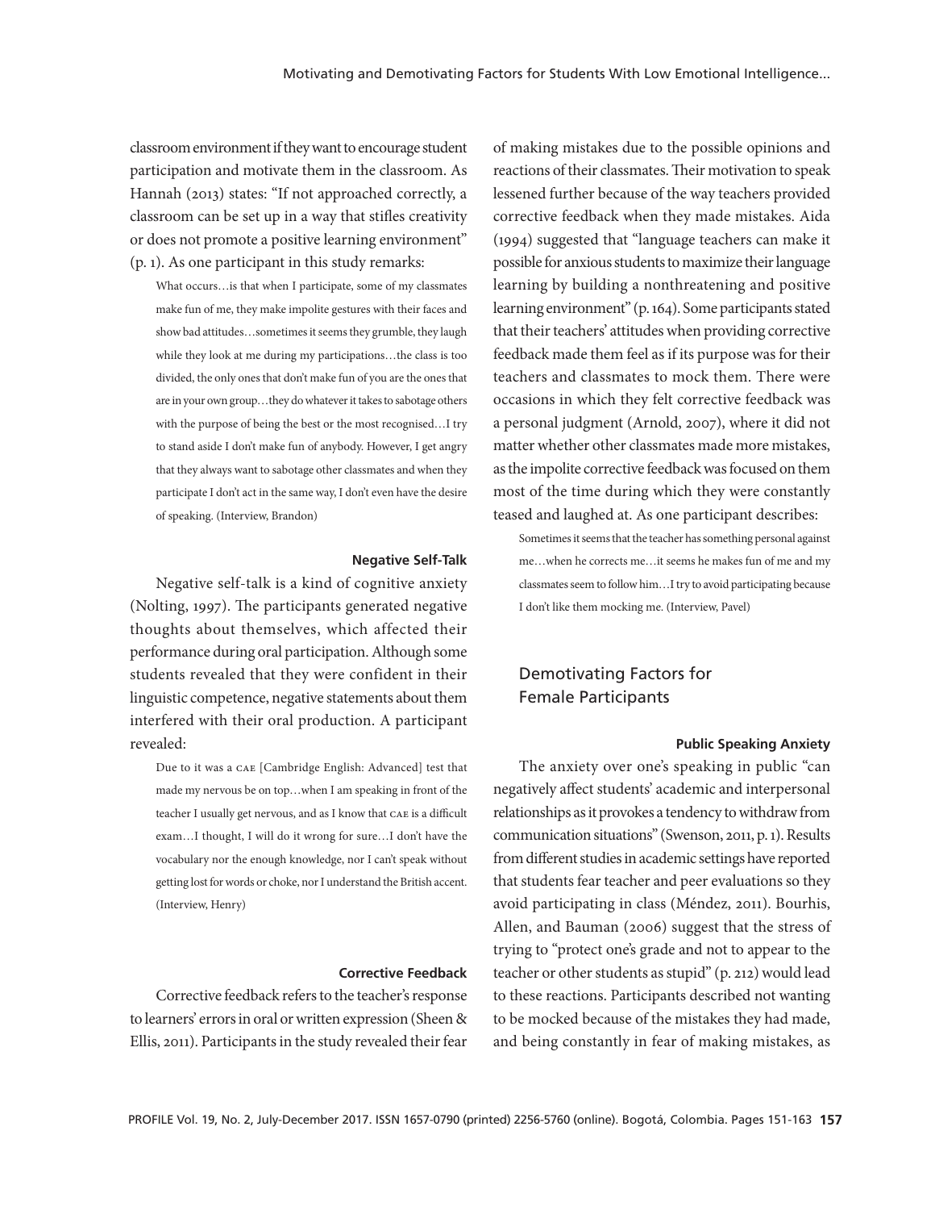classroom environment if they want to encourage student participation and motivate them in the classroom. As Hannah (2013) states: "If not approached correctly, a classroom can be set up in a way that stifles creativity or does not promote a positive learning environment" (p. 1). As one participant in this study remarks:

> What occurs…is that when I participate, some of my classmates make fun of me, they make impolite gestures with their faces and show bad attitudes…sometimes it seems they grumble, they laugh while they look at me during my participations…the class is too divided, the only ones that don't make fun of you are the ones that are in your own group…they do whatever it takes to sabotage others with the purpose of being the best or the most recognised…I try to stand aside I don't make fun of anybody. However, I get angry that they always want to sabotage other classmates and when they participate I don't act in the same way, I don't even have the desire of speaking. (Interview, Brandon)

#### Negative Self-Talk

Negative self-talk is a kind of cognitive anxiety (Nolting, 1997). The participants generated negative thoughts about themselves, which affected their performance during oral participation. Although some students revealed that they were confident in their linguistic competence, negative statements about them interfered with their oral production. A participant revealed:

> Due to it was a CAE [Cambridge English: Advanced] test that made my nervous be on top…when I am speaking in front of the teacher I usually get nervous, and as I know that CAE is a difficult exam…I thought, I will do it wrong for sure…I don't have the vocabulary nor the enough knowledge, nor I can't speak without getting lost for words or choke, nor I understand the British accent. (Interview, Henry)

#### Corrective Feedback

Corrective feedback refers to the teacher's response to learners' errors in oral or written expression (Sheen & Ellis, 2011). Participants in the study revealed their fear of making mistakes due to the possible opinions and reactions of their classmates. Their motivation to speak lessened further because of the way teachers provided corrective feedback when they made mistakes. Aida (1994) suggested that "language teachers can make it possible for anxious students to maximize their language learning by building a nonthreatening and positive learning environment" (p. 164). Some participants stated that their teachers' attitudes when providing corrective feedback made them feel as if its purpose was for their teachers and classmates to mock them. There were occasions in which they felt corrective feedback was a personal judgment (Arnold, 2007), where it did not matter whether other classmates made more mistakes, as the impolite corrective feedback was focused on them most of the time during which they were constantly teased and laughed at. As one participant describes:

> Sometimes it seems that the teacher has something personal against me…when he corrects me…it seems he makes fun of me and my classmates seem to follow him…I try to avoid participating because I don't like them mocking me. (Interview, Pavel)

### Demotivating Factors for Female Participants

#### Public Speaking Anxiety

The anxiety over one's speaking in public "can negatively affect students' academic and interpersonal relationships as it provokes a tendency to withdraw from communication situations" (Swenson, 2011, p. 1). Results from different studies in academic settings have reported that students fear teacher and peer evaluations so they avoid participating in class (Méndez, 2011). Bourhis, Allen, and Bauman (2006) suggest that the stress of trying to "protect one's grade and not to appear to the teacher or other students as stupid" (p. 212) would lead to these reactions. Participants described not wanting to be mocked because of the mistakes they had made, and being constantly in fear of making mistakes, as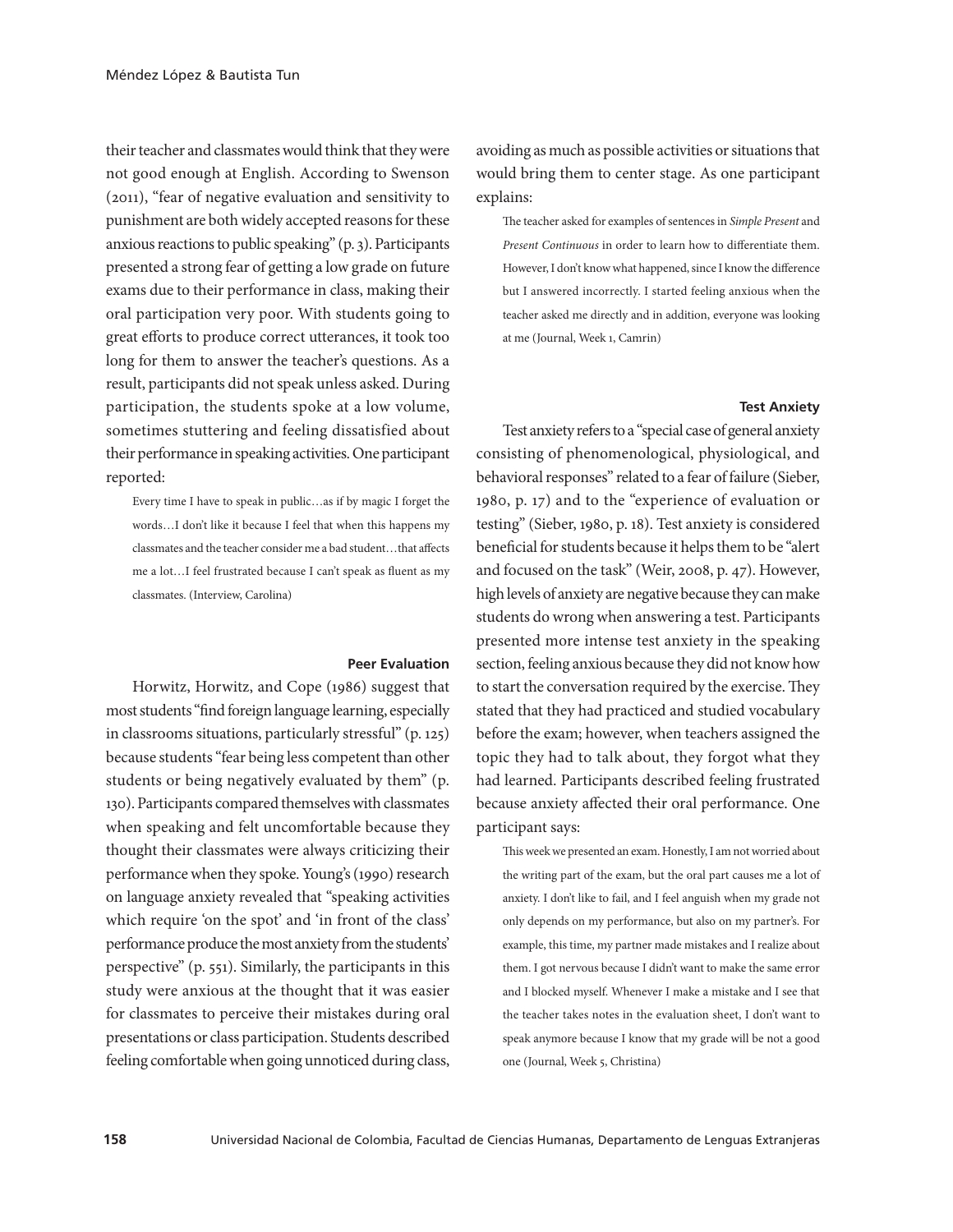their teacher and classmates would think that they were not good enough at English. According to Swenson (2011), "fear of negative evaluation and sensitivity to punishment are both widely accepted reasons for these anxious reactions to public speaking" (p. 3). Participants presented a strong fear of getting a low grade on future exams due to their performance in class, making their oral participation very poor. With students going to great efforts to produce correct utterances, it took too long for them to answer the teacher's questions. As a result, participants did not speak unless asked. During participation, the students spoke at a low volume, sometimes stuttering and feeling dissatisfied about their performance in speaking activities. One participant reported:

> Every time I have to speak in public…as if by magic I forget the words…I don't like it because I feel that when this happens my classmates and the teacher consider me a bad student…that affects me a lot…I feel frustrated because I can't speak as fluent as my classmates. (Interview, Carolina)

### Peer Evaluation

Horwitz, Horwitz, and Cope (1986) suggest that most students "find foreign language learning, especially in classrooms situations, particularly stressful" (p. 125) because students "fear being less competent than other students or being negatively evaluated by them" (p. 130). Participants compared themselves with classmates when speaking and felt uncomfortable because they thought their classmates were always criticizing their performance when they spoke. Young's (1990) research on language anxiety revealed that "speaking activities which require 'on the spot' and 'in front of the class' performance produce the most anxiety from the students' perspective" (p. 551). Similarly, the participants in this study were anxious at the thought that it was easier for classmates to perceive their mistakes during oral presentations or class participation. Students described feeling comfortable when going unnoticed during class, avoiding as much as possible activities or situations that would bring them to center stage. As one participant explains:

> The teacher asked for examples of sentences in *Simple Present* and *Present Continuous* in order to learn how to differentiate them. However, I don't know what happened, since I know the difference but I answered incorrectly. I started feeling anxious when the teacher asked me directly and in addition, everyone was looking at me (Journal, Week 1, Camrin)

### Test Anxiety

Test anxiety refers to a "special case of general anxiety consisting of phenomenological, physiological, and behavioral responses" related to a fear of failure (Sieber, 1980, p. 17) and to the "experience of evaluation or testing" (Sieber, 1980, p. 18). Test anxiety is considered beneficial for students because it helps them to be "alert and focused on the task" (Weir, 2008, p. 47). However, high levels of anxiety are negative because they can make students do wrong when answering a test. Participants presented more intense test anxiety in the speaking section, feeling anxious because they did not know how to start the conversation required by the exercise. They stated that they had practiced and studied vocabulary before the exam; however, when teachers assigned the topic they had to talk about, they forgot what they had learned. Participants described feeling frustrated because anxiety affected their oral performance. One participant says:

> This week we presented an exam. Honestly, I am not worried about the writing part of the exam, but the oral part causes me a lot of anxiety. I don't like to fail, and I feel anguish when my grade not only depends on my performance, but also on my partner's. For example, this time, my partner made mistakes and I realize about them. I got nervous because I didn't want to make the same error and I blocked myself. Whenever I make a mistake and I see that the teacher takes notes in the evaluation sheet, I don't want to speak anymore because I know that my grade will be not a good one (Journal, Week 5, Christina)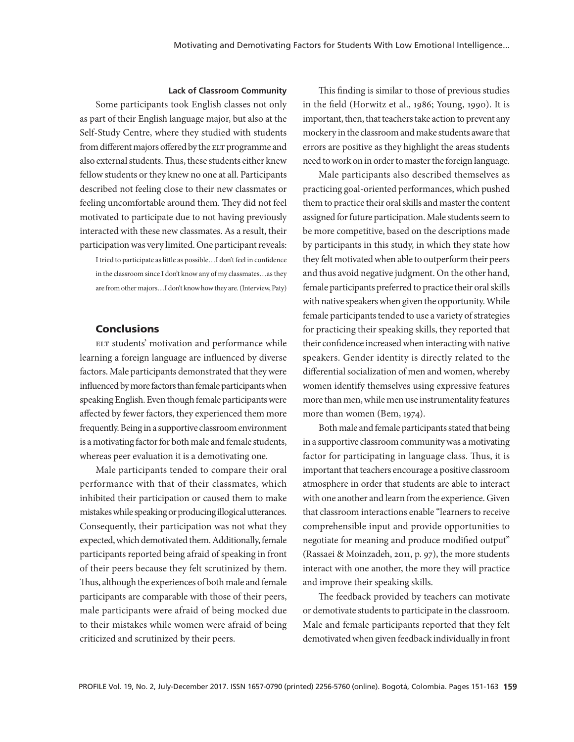#### Lack of Classroom Community

Some participants took English classes not only as part of their English language major, but also at the Self-Study Centre, where they studied with students from different majors offered by the ELT programme and also external students. Thus, these students either knew fellow students or they knew no one at all. Participants described not feeling close to their new classmates or feeling uncomfortable around them. They did not feel motivated to participate due to not having previously interacted with these new classmates. As a result, their participation was very limited. One participant reveals:

> I tried to participate as little as possible…I don't feel in confidence in the classroom since I don't know any of my classmates…as they are from other majors…I don't know how they are. (Interview, Paty)

## Conclusions

ELT students' motivation and performance while learning a foreign language are influenced by diverse factors. Male participants demonstrated that they were influenced by more factors than female participants when speaking English. Even though female participants were affected by fewer factors, they experienced them more frequently. Being in a supportive classroom environment is a motivating factor for both male and female students, whereas peer evaluation it is a demotivating one.

Male participants tended to compare their oral performance with that of their classmates, which inhibited their participation or caused them to make mistakes while speaking or producing illogical utterances. Consequently, their participation was not what they expected, which demotivated them. Additionally, female participants reported being afraid of speaking in front of their peers because they felt scrutinized by them. Thus, although the experiences of both male and female participants are comparable with those of their peers, male participants were afraid of being mocked due to their mistakes while women were afraid of being criticized and scrutinized by their peers.

This finding is similar to those of previous studies in the field (Horwitz et al., 1986; Young, 1990). It is important, then, that teachers take action to prevent any mockery in the classroom and make students aware that errors are positive as they highlight the areas students need to work on in order to master the foreign language.

Male participants also described themselves as practicing goal-oriented performances, which pushed them to practice their oral skills and master the content assigned for future participation. Male students seem to be more competitive, based on the descriptions made by participants in this study, in which they state how they felt motivated when able to outperform their peers and thus avoid negative judgment. On the other hand, female participants preferred to practice their oral skills with native speakers when given the opportunity. While female participants tended to use a variety of strategies for practicing their speaking skills, they reported that their confidence increased when interacting with native speakers. Gender identity is directly related to the differential socialization of men and women, whereby women identify themselves using expressive features more than men, while men use instrumentality features more than women (Bem, 1974).

Both male and female participants stated that being in a supportive classroom community was a motivating factor for participating in language class. Thus, it is important that teachers encourage a positive classroom atmosphere in order that students are able to interact with one another and learn from the experience. Given that classroom interactions enable "learners to receive comprehensible input and provide opportunities to negotiate for meaning and produce modified output" (Rassaei & Moinzadeh, 2011, p. 97), the more students interact with one another, the more they will practice and improve their speaking skills.

The feedback provided by teachers can motivate or demotivate students to participate in the classroom. Male and female participants reported that they felt demotivated when given feedback individually in front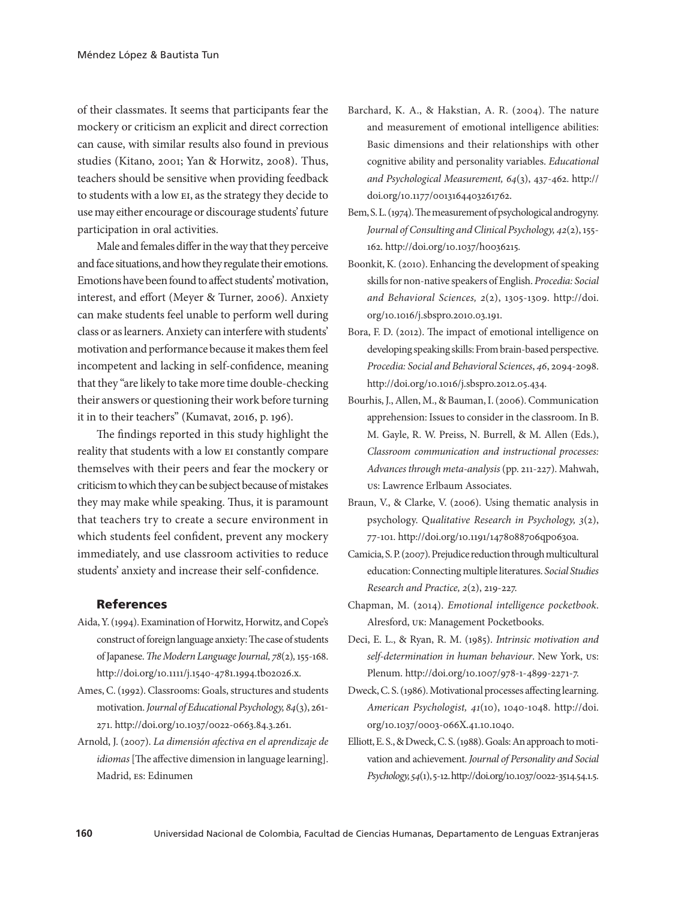of their classmates. It seems that participants fear the mockery or criticism an explicit and direct correction can cause, with similar results also found in previous studies (Kitano, 2001; Yan & Horwitz, 2008). Thus, teachers should be sensitive when providing feedback to students with a low EI, as the strategy they decide to use may either encourage or discourage students' future participation in oral activities.

Male and females differ in the way that they perceive and face situations, and how they regulate their emotions. Emotions have been found to affect students' motivation, interest, and effort (Meyer & Turner, 2006). Anxiety can make students feel unable to perform well during class or as learners. Anxiety can interfere with students' motivation and performance because it makes them feel incompetent and lacking in self-confidence, meaning that they "are likely to take more time double-checking their answers or questioning their work before turning it in to their teachers" (Kumavat, 2016, p. 196).

The findings reported in this study highlight the reality that students with a low EI constantly compare themselves with their peers and fear the mockery or criticism to which they can be subject because of mistakes they may make while speaking. Thus, it is paramount that teachers try to create a secure environment in which students feel confident, prevent any mockery immediately, and use classroom activities to reduce students' anxiety and increase their self-confidence.

## References

Aida, Y. (1994). Examination of Horwitz, Horwitz, and Cope's construct of foreign language anxiety: The case of students of Japanese. *The Modern Language Journal, 78*(2), 155-168. http://doi.org/10.1111/j.1540-4781.1994.tb02026.x.

Ames, C. (1992). Classrooms: Goals, structures and students motivation. *Journal of Educational Psychology, 84*(3), 261-271. http://doi.org/10.1037/0022-0663.84.3.261.

Arnold, J. (2007). *La dimensión afectiva en el aprendizaje de idiomas* [The affective dimension in language learning]. Madrid, ES: Edinumen

Barchard, K. A., & Hakstian, A. R. (2004). The nature and measurement of emotional intelligence abilities: Basic dimensions and their relationships with other cognitive ability and personality variables. *Educational and Psychological Measurement, 64*(3), 437-462. http://doi.org/10.1177/0013164403261762.

Bem, S. L. (1974). The measurement of psychological androgyny. *Journal of Consulting and Clinical Psychology, 42*(2), 155-162. http://doi.org/10.1037/h0036215.

Boonkit, K. (2010). Enhancing the development of speaking skills for non-native speakers of English. *Procedia: Social and Behavioral Sciences, 2*(2), 1305-1309. http://doi.org/10.1016/j.sbspro.2010.03.191.

Bora, F. D. (2012). The impact of emotional intelligence on developing speaking skills: From brain-based perspective. *Procedia: Social and Behavioral Sciences*, *46*, 2094-2098. http://doi.org/10.1016/j.sbspro.2012.05.434.

Bourhis, J., Allen, M., & Bauman, I. (2006). Communication apprehension: Issues to consider in the classroom. In B. M. Gayle, R. W. Preiss, N. Burrell, & M. Allen (Eds.), *Classroom communication and instructional processes: Advances through meta-analysis* (pp. 211-227). Mahwah, US: Lawrence Erlbaum Associates.

Braun, V., & Clarke, V. (2006). Using thematic analysis in psychology. *Qualitative Research in Psychology, 3*(2), 77-101. http://doi.org/10.1191/1478088706qp063oa.

Camicia, S. P. (2007). Prejudice reduction through multicultural education: Connecting multiple literatures. *Social Studies Research and Practice, 2*(2), 219-227.

Chapman, M. (2014). *Emotional intelligence pocketbook*. Alresford, UK: Management Pocketbooks.

Deci, E. L., & Ryan, R. M. (1985). *Intrinsic motivation and self-determination in human behaviour*. New York, US: Plenum. http://doi.org/10.1007/978-1-4899-2271-7.

Dweck, C. S. (1986). Motivational processes affecting learning. *American Psychologist, 41*(10), 1040-1048. http://doi.org/10.1037/0003-066X.41.10.1040.

Elliott, E. S., & Dweck, C. S. (1988). Goals: An approach to motivation and achievement. *Journal of Personality and Social Psychology, 54*(1), 5-12. http://doi.org/10.1037/0022-3514.54.1.5.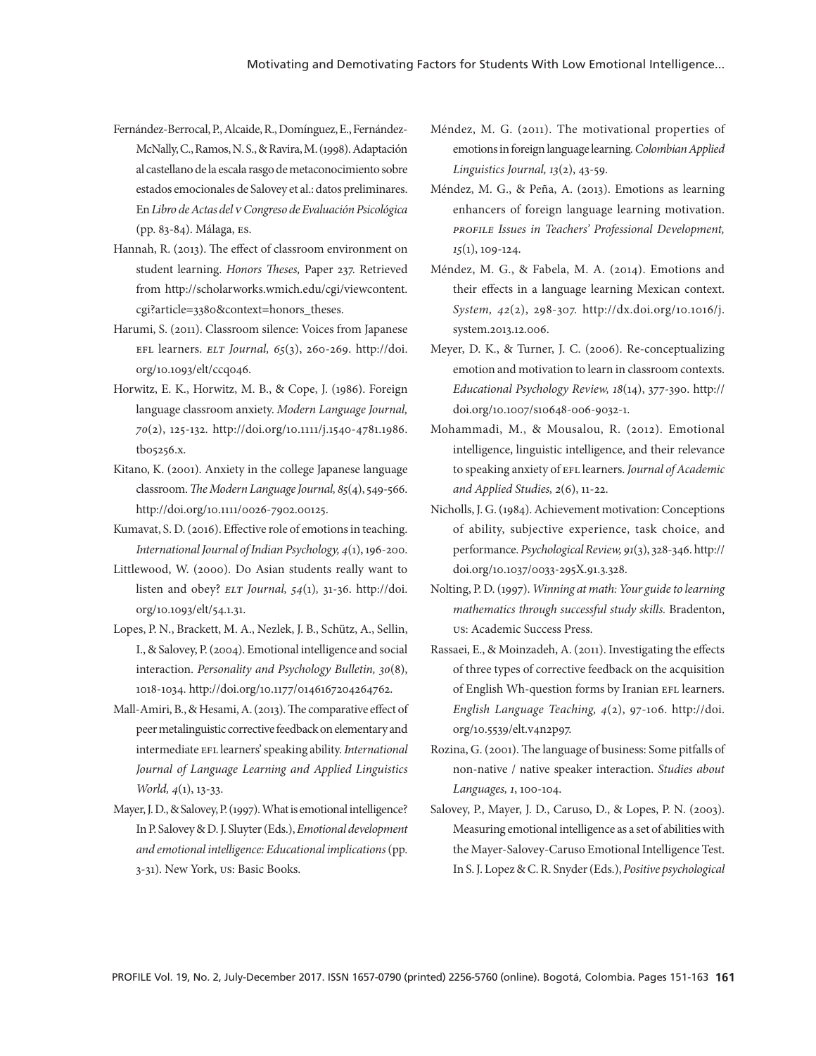Fernández-Berrocal, P., Alcaide, R., Domínguez, E., Fernández-McNally, C., Ramos, N. S., & Ravira, M. (1998). Adaptación al castellano de la escala rasgo de metaconocimiento sobre estados emocionales de Salovey et al.: datos preliminares. En *Libro de Actas del V Congreso de Evaluación Psicológica* (pp. 83-84). Málaga, ES.

Hannah, R. (2013). The effect of classroom environment on student learning. *Honors Theses,* Paper 237. Retrieved from http://scholarworks.wmich.edu/cgi/viewcontent.cgi?article=3380&context=honors_theses.

Harumi, S. (2011). Classroom silence: Voices from Japanese EFL learners. *ELT Journal, 65*(3), 260-269. http://doi.org/10.1093/elt/ccq046.

Horwitz, E. K., Horwitz, M. B., & Cope, J. (1986). Foreign language classroom anxiety. *Modern Language Journal, 70*(2), 125-132. http://doi.org/10.1111/j.1540-4781.1986.tb05256.x.

Kitano, K. (2001). Anxiety in the college Japanese language classroom. *The Modern Language Journal, 85*(4), 549-566. http://doi.org/10.1111/0026-7902.00125.

Kumavat, S. D. (2016). Effective role of emotions in teaching. *International Journal of Indian Psychology, 4*(1), 196-200.

Littlewood, W. (2000). Do Asian students really want to listen and obey? *ELT Journal, 54*(1), 31-36. http://doi.org/10.1093/elt/54.1.31.

Lopes, P. N., Brackett, M. A., Nezlek, J. B., Schütz, A., Sellin, I., & Salovey, P. (2004). Emotional intelligence and social interaction. *Personality and Psychology Bulletin, 30*(8), 1018-1034. http://doi.org/10.1177/0146167204264762.

Mall-Amiri, B., & Hesami, A. (2013). The comparative effect of peer metalinguistic corrective feedback on elementary and intermediate EFL learners' speaking ability. *International Journal of Language Learning and Applied Linguistics World, 4*(1), 13-33.

Mayer, J. D., & Salovey, P. (1997). What is emotional intelligence? In P. Salovey & D. J. Sluyter (Eds.), *Emotional development and emotional intelligence: Educational implications* (pp. 3-31). New York, US: Basic Books.

Méndez, M. G. (2011). The motivational properties of emotions in foreign language learning. *Colombian Applied Linguistics Journal, 13*(2), 43-59.

Méndez, M. G., & Peña, A. (2013). Emotions as learning enhancers of foreign language learning motivation. *PROFILE Issues in Teachers' Professional Development, 15*(1), 109-124.

Méndez, M. G., & Fabela, M. A. (2014). Emotions and their effects in a language learning Mexican context. *System, 42*(2), 298-307. http://dx.doi.org/10.1016/j.system.2013.12.006.

Meyer, D. K., & Turner, J. C. (2006). Re-conceptualizing emotion and motivation to learn in classroom contexts. *Educational Psychology Review, 18*(14), 377-390. http://doi.org/10.1007/s10648-006-9032-1.

Mohammadi, M., & Mousalou, R. (2012). Emotional intelligence, linguistic intelligence, and their relevance to speaking anxiety of EFL learners. *Journal of Academic and Applied Studies, 2*(6), 11-22.

Nicholls, J. G. (1984). Achievement motivation: Conceptions of ability, subjective experience, task choice, and performance. *Psychological Review, 91*(3), 328-346. http://doi.org/10.1037/0033-295X.91.3.328.

Nolting, P. D. (1997). *Winning at math: Your guide to learning mathematics through successful study skills.* Bradenton, US: Academic Success Press.

Rassaei, E., & Moinzadeh, A. (2011). Investigating the effects of three types of corrective feedback on the acquisition of English Wh-question forms by Iranian EFL learners. *English Language Teaching, 4*(2), 97-106. http://doi.org/10.5539/elt.v4n2p97.

Rozina, G. (2001). The language of business: Some pitfalls of non-native / native speaker interaction. *Studies about Languages, 1*, 100-104.

Salovey, P., Mayer, J. D., Caruso, D., & Lopes, P. N. (2003). Measuring emotional intelligence as a set of abilities with the Mayer-Salovey-Caruso Emotional Intelligence Test. In S. J. Lopez & C. R. Snyder (Eds.), *Positive psychological*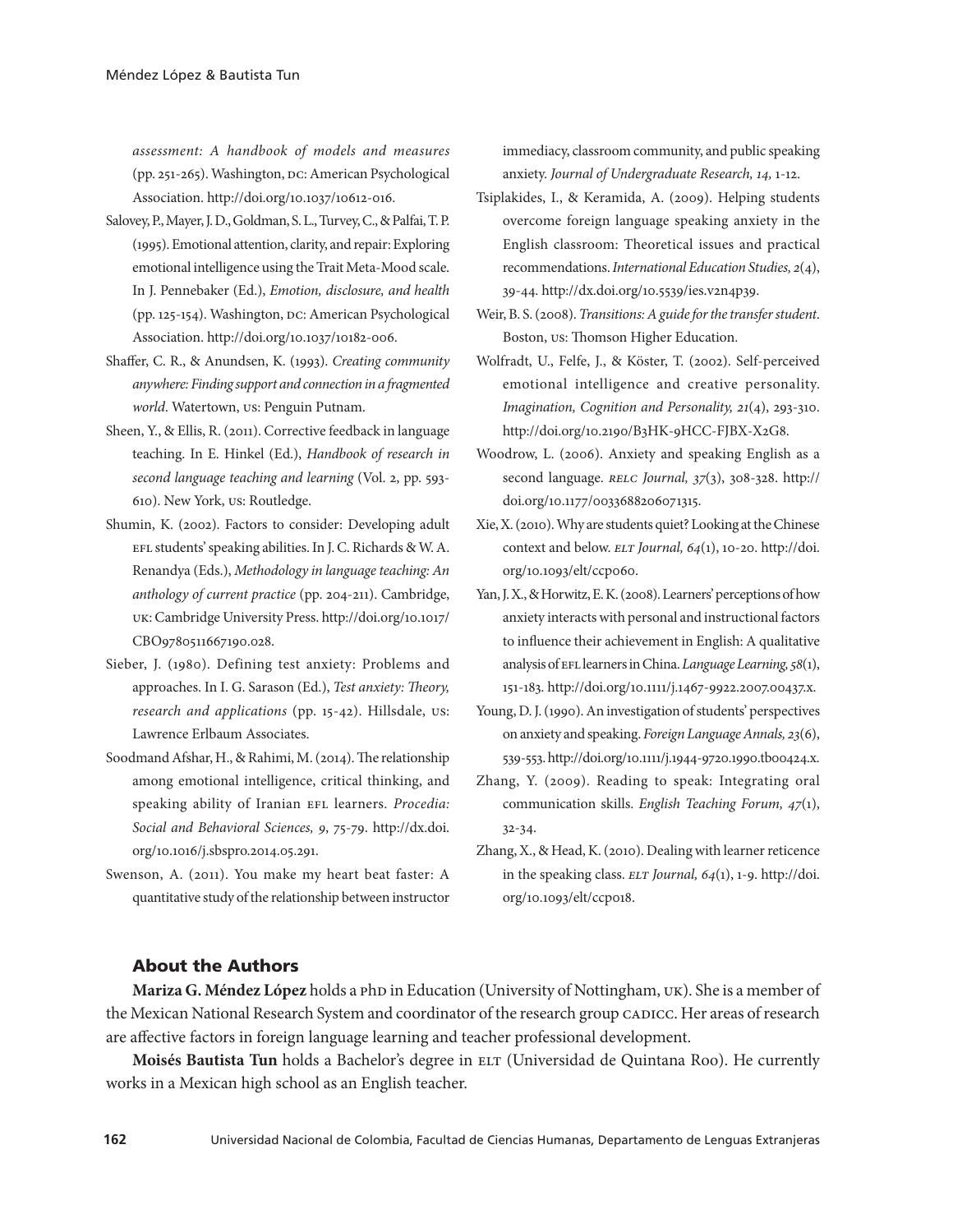assessment: A handbook of models and measures* (pp. 251-265). Washington, DC: American Psychological Association. http://doi.org/10.1037/10612-016.

Salovey, P., Mayer, J. D., Goldman, S. L., Turvey, C., & Palfai, T. P. (1995). Emotional attention, clarity, and repair: Exploring emotional intelligence using the Trait Meta-Mood scale. In J. Pennebaker (Ed.), *Emotion, disclosure, and health* (pp. 125-154). Washington, DC: American Psychological Association. http://doi.org/10.1037/10182-006.

Shaffer, C. R., & Anundsen, K. (1993). *Creating community anywhere: Finding support and connection in a fragmented world*. Watertown, US: Penguin Putnam.

Sheen, Y., & Ellis, R. (2011). Corrective feedback in language teaching. In E. Hinkel (Ed.), *Handbook of research in second language teaching and learning* (Vol. 2, pp. 593-610). New York, US: Routledge.

Shumin, K. (2002). Factors to consider: Developing adult EFL students' speaking abilities. In J. C. Richards & W. A. Renandya (Eds.), *Methodology in language teaching: An anthology of current practice* (pp. 204-211). Cambridge, UK: Cambridge University Press. http://doi.org/10.1017/CBO9780511667190.028.

Sieber, J. (1980). Defining test anxiety: Problems and approaches. In I. G. Sarason (Ed.), *Test anxiety: Theory, research and applications* (pp. 15-42). Hillsdale, US: Lawrence Erlbaum Associates.

Soodmand Afshar, H., & Rahimi, M. (2014). The relationship among emotional intelligence, critical thinking, and speaking ability of Iranian EFL learners. *Procedia: Social and Behavioral Sciences, 9*, 75-79. http://dx.doi.org/10.1016/j.sbspro.2014.05.291.

Swenson, A. (2011). You make my heart beat faster: A quantitative study of the relationship between instructor immediacy, classroom community, and public speaking anxiety. *Journal of Undergraduate Research, 14*, 1-12.

Tsiplakides, I., & Keramida, A. (2009). Helping students overcome foreign language speaking anxiety in the English classroom: Theoretical issues and practical recommendations. *International Education Studies, 2*(4), 39-44. http://dx.doi.org/10.5539/ies.v2n4p39.

Weir, B. S. (2008). *Transitions: A guide for the transfer student*. Boston, US: Thomson Higher Education.

Wolfradt, U., Felfe, J., & Köster, T. (2002). Self-perceived emotional intelligence and creative personality. *Imagination, Cognition and Personality, 21*(4), 293-310. http://doi.org/10.2190/B3HK-9HCC-FJBX-X2G8.

Woodrow, L. (2006). Anxiety and speaking English as a second language. *RELC Journal, 37*(3), 308-328. http://doi.org/10.1177/0033688206071315.

Xie, X. (2010). Why are students quiet? Looking at the Chinese context and below. *ELT Journal, 64*(1), 10-20. http://doi.org/10.1093/elt/ccp060.

Yan, J. X., & Horwitz, E. K. (2008). Learners' perceptions of how anxiety interacts with personal and instructional factors to influence their achievement in English: A qualitative analysis of EFL learners in China. *Language Learning, 58*(1), 151-183. http://doi.org/10.1111/j.1467-9922.2007.00437.x.

Young, D. J. (1990). An investigation of students' perspectives on anxiety and speaking. *Foreign Language Annals, 23*(6), 539-553. http://doi.org/10.1111/j.1944-9720.1990.tb00424.x.

Zhang, Y. (2009). Reading to speak: Integrating oral communication skills. *English Teaching Forum, 47*(1), 32-34.

Zhang, X., & Head, K. (2010). Dealing with learner reticence in the speaking class. *ELT Journal, 64*(1), 1-9. http://doi.org/10.1093/elt/ccp018.

## About the Authors

**Mariza G. Méndez López** holds a PhD in Education (University of Nottingham, UK). She is a member of the Mexican National Research System and coordinator of the research group CADICC. Her areas of research are affective factors in foreign language learning and teacher professional development.

**Moisés Bautista Tun** holds a Bachelor's degree in ELT (Universidad de Quintana Roo). He currently works in a Mexican high school as an English teacher.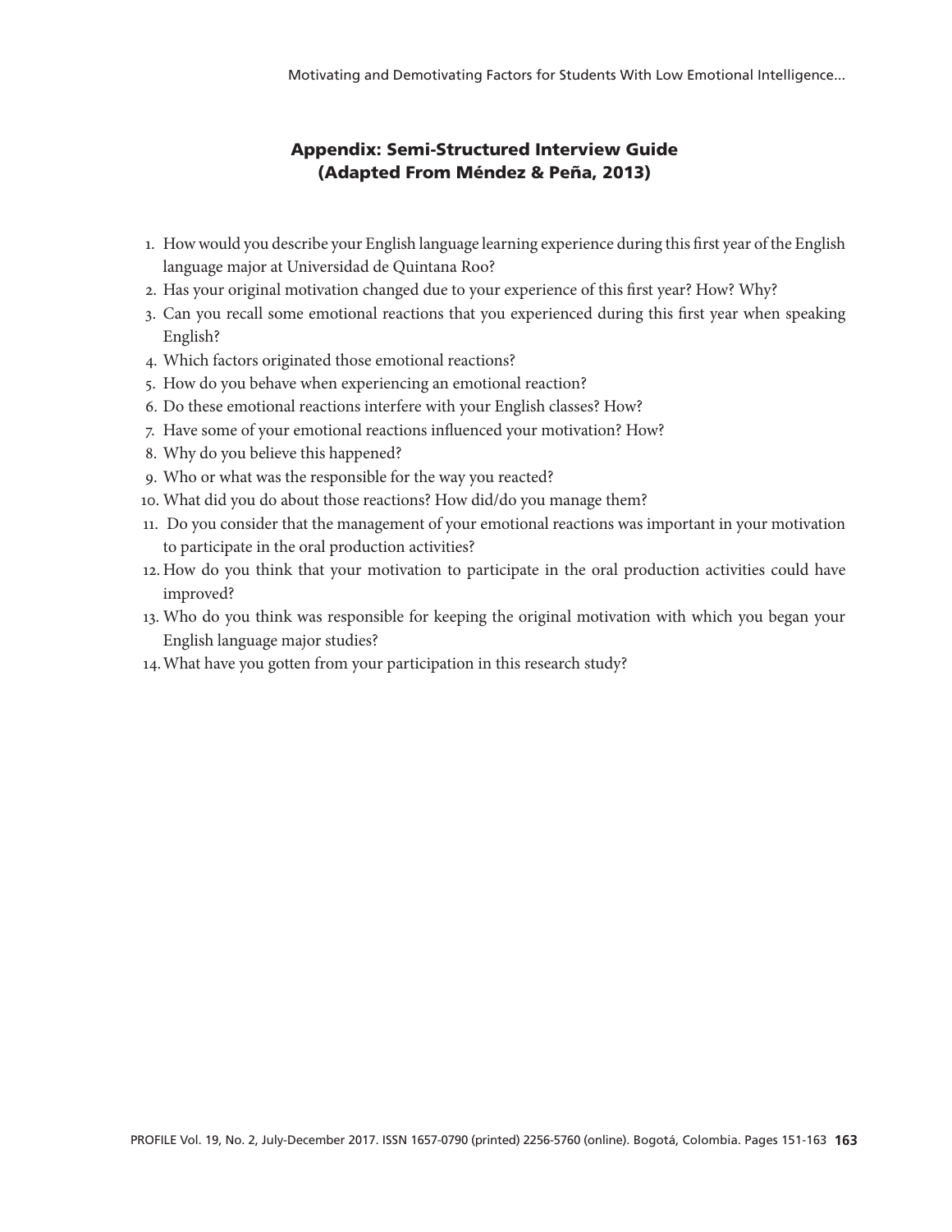## Appendix: Semi-Structured Interview Guide (Adapted From Méndez & Peña, 2013)

1. How would you describe your English language learning experience during this first year of the English language major at Universidad de Quintana Roo?
2. Has your original motivation changed due to your experience of this first year? How? Why?
3. Can you recall some emotional reactions that you experienced during this first year when speaking English?
4. Which factors originated those emotional reactions?
5. How do you behave when experiencing an emotional reaction?
6. Do these emotional reactions interfere with your English classes? How?
7. Have some of your emotional reactions influenced your motivation? How?
8. Why do you believe this happened?
9. Who or what was the responsible for the way you reacted?
10. What did you do about those reactions? How did/do you manage them?
11. Do you consider that the management of your emotional reactions was important in your motivation to participate in the oral production activities?
12. How do you think that your motivation to participate in the oral production activities could have improved?
13. Who do you think was responsible for keeping the original motivation with which you began your English language major studies?
14. What have you gotten from your participation in this research study?